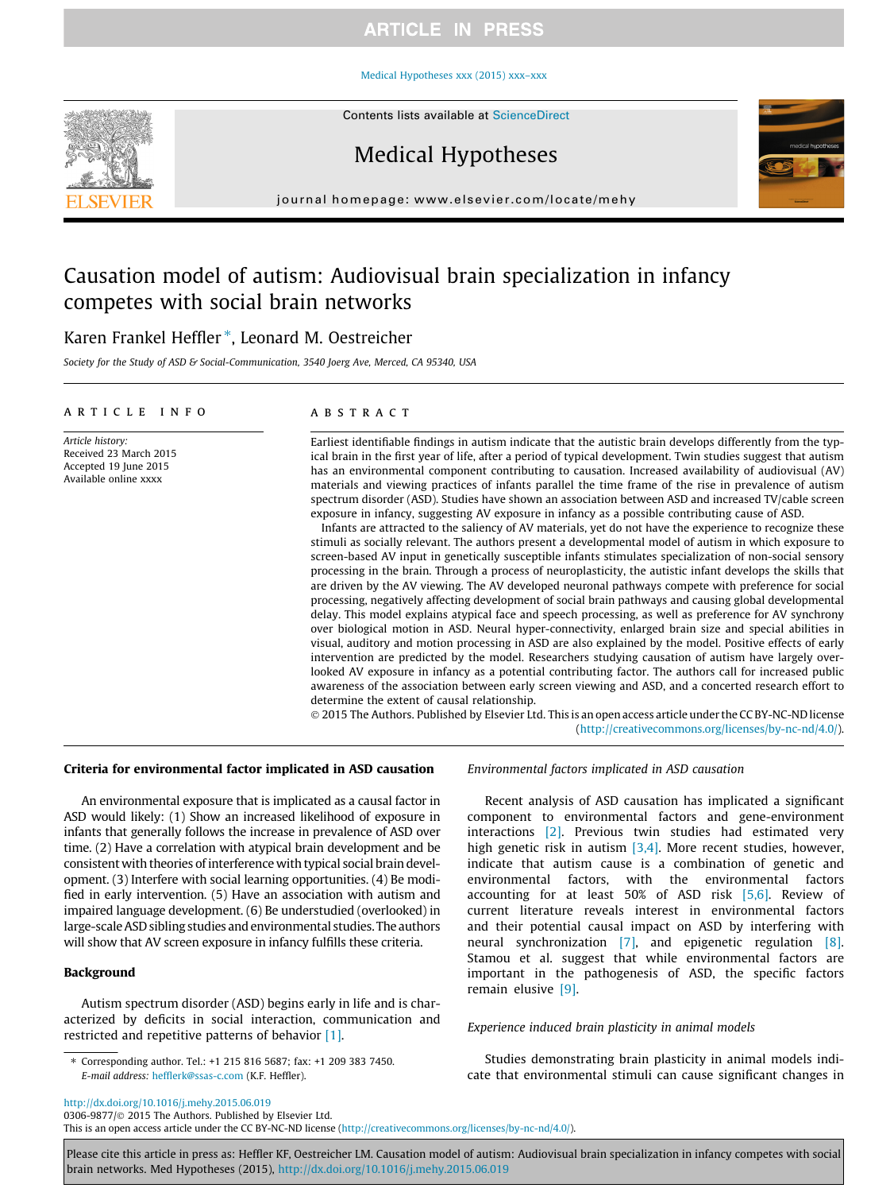# Causation model of autism: Audiovisual brain specialization in infancy competes with social brain networks

Karen Frankel Heffler *, Leonard M. Oestreicher

*Society for the Study of ASD & Social-Communication, 3540 Joerg Ave, Merced, CA 95340, USA*

## ARTICLE INFO

*Article history:*
Received 23 March 2015
Accepted 19 June 2015
Available online xxxx

## ABSTRACT

Earliest identifiable findings in autism indicate that the autistic brain develops differently from the typical brain in the first year of life, after a period of typical development. Twin studies suggest that autism has an environmental component contributing to causation. Increased availability of audiovisual (AV) materials and viewing practices of infants parallel the time frame of the rise in prevalence of autism spectrum disorder (ASD). Studies have shown an association between ASD and increased TV/cable screen exposure in infancy, suggesting AV exposure in infancy as a possible contributing cause of ASD.

Infants are attracted to the saliency of AV materials, yet do not have the experience to recognize these stimuli as socially relevant. The authors present a developmental model of autism in which exposure to screen-based AV input in genetically susceptible infants stimulates specialization of non-social sensory processing in the brain. Through a process of neuroplasticity, the autistic infant develops the skills that are driven by the AV viewing. The AV developed neuronal pathways compete with preference for social processing, negatively affecting development of social brain pathways and causing global developmental delay. This model explains atypical face and speech processing, as well as preference for AV synchrony over biological motion in ASD. Neural hyper-connectivity, enlarged brain size and special abilities in visual, auditory and motion processing in ASD are also explained by the model. Positive effects of early intervention are predicted by the model. Researchers studying causation of autism have largely overlooked AV exposure in infancy as a potential contributing factor. The authors call for increased public awareness of the association between early screen viewing and ASD, and a concerted research effort to determine the extent of causal relationship.

© 2015 The Authors. Published by Elsevier Ltd. This is an open access article under the CC BY-NC-ND license (http://creativecommons.org/licenses/by-nc-nd/4.0/).

### Criteria for environmental factor implicated in ASD causation

An environmental exposure that is implicated as a causal factor in ASD would likely: (1) Show an increased likelihood of exposure in infants that generally follows the increase in prevalence of ASD over time. (2) Have a correlation with atypical brain development and be consistent with theories of interference with typical social brain development. (3) Interfere with social learning opportunities. (4) Be modified in early intervention. (5) Have an association with autism and impaired language development. (6) Be understudied (overlooked) in large-scale ASD sibling studies and environmental studies. The authors will show that AV screen exposure in infancy fulfills these criteria.

### Background

Autism spectrum disorder (ASD) begins early in life and is characterized by deficits in social interaction, communication and restricted and repetitive patterns of behavior [1].

#### *Environmental factors implicated in ASD causation*

Recent analysis of ASD causation has implicated a significant component to environmental factors and gene-environment interactions [2]. Previous twin studies had estimated very high genetic risk in autism [3,4]. More recent studies, however, indicate that autism cause is a combination of genetic and environmental factors, with the environmental factors accounting for at least 50% of ASD risk [5,6]. Review of current literature reveals interest in environmental factors and their potential causal impact on ASD by interfering with neural synchronization [7], and epigenetic regulation [8]. Stamou et al. suggest that while environmental factors are important in the pathogenesis of ASD, the specific factors remain elusive [9].

#### *Experience induced brain plasticity in animal models*

Studies demonstrating brain plasticity in animal models indicate that environmental stimuli can cause significant changes in

---

\* Corresponding author. Tel.: +1 215 816 5687; fax: +1 209 383 7450.
*E-mail address:* hefflerk@ssas-c.com (K.F. Heffler).

http://dx.doi.org/10.1016/j.mehy.2015.06.019
0306-9877/© 2015 The Authors. Published by Elsevier Ltd.
This is an open access article under the CC BY-NC-ND license (http://creativecommons.org/licenses/by-nc-nd/4.0/).

Please cite this article in press as: Heffler KF, Oestreicher LM. Causation model of autism: Audiovisual brain specialization in infancy competes with social brain networks. Med Hypotheses (2015), http://dx.doi.org/10.1016/j.mehy.2015.06.019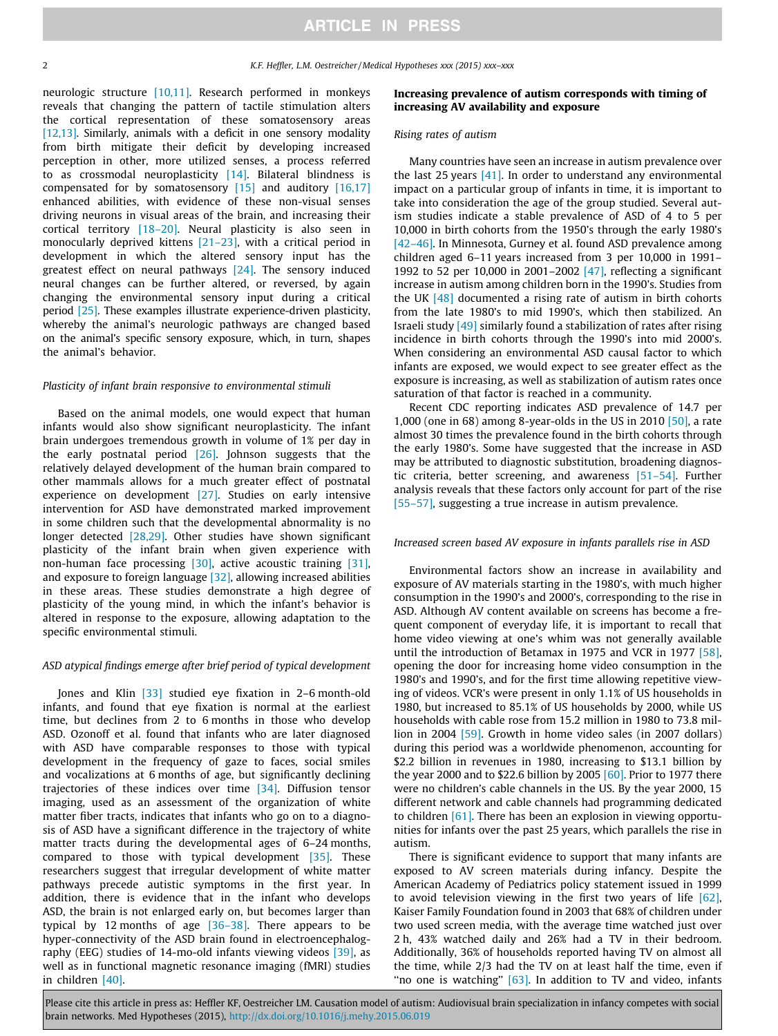neurologic structure [10,11]. Research performed in monkeys reveals that changing the pattern of tactile stimulation alters the cortical representation of these somatosensory areas [12,13]. Similarly, animals with a deficit in one sensory modality from birth mitigate their deficit by developing increased perception in other, more utilized senses, a process referred to as crossmodal neuroplasticity [14]. Bilateral blindness is compensated for by somatosensory [15] and auditory [16,17] enhanced abilities, with evidence of these non-visual senses driving neurons in visual areas of the brain, and increasing their cortical territory [18–20]. Neural plasticity is also seen in monocularly deprived kittens [21–23], with a critical period in development in which the altered sensory input has the greatest effect on neural pathways [24]. The sensory induced neural changes can be further altered, or reversed, by again changing the environmental sensory input during a critical period [25]. These examples illustrate experience-driven plasticity, whereby the animal's neurologic pathways are changed based on the animal's specific sensory exposure, which, in turn, shapes the animal's behavior.

### *Plasticity of infant brain responsive to environmental stimuli*

Based on the animal models, one would expect that human infants would also show significant neuroplasticity. The infant brain undergoes tremendous growth in volume of 1% per day in the early postnatal period [26]. Johnson suggests that the relatively delayed development of the human brain compared to other mammals allows for a much greater effect of postnatal experience on development [27]. Studies on early intensive intervention for ASD have demonstrated marked improvement in some children such that the developmental abnormality is no longer detected [28,29]. Other studies have shown significant plasticity of the infant brain when given experience with non-human face processing [30], active acoustic training [31], and exposure to foreign language [32], allowing increased abilities in these areas. These studies demonstrate a high degree of plasticity of the young mind, in which the infant's behavior is altered in response to the exposure, allowing adaptation to the specific environmental stimuli.

### *ASD atypical findings emerge after brief period of typical development*

Jones and Klin [33] studied eye fixation in 2–6 month-old infants, and found that eye fixation is normal at the earliest time, but declines from 2 to 6 months in those who develop ASD. Ozonoff et al. found that infants who are later diagnosed with ASD have comparable responses to those with typical development in the frequency of gaze to faces, social smiles and vocalizations at 6 months of age, but significantly declining trajectories of these indices over time [34]. Diffusion tensor imaging, used as an assessment of the organization of white matter fiber tracts, indicates that infants who go on to a diagnosis of ASD have a significant difference in the trajectory of white matter tracts during the developmental ages of 6–24 months, compared to those with typical development [35]. These researchers suggest that irregular development of white matter pathways precede autistic symptoms in the first year. In addition, there is evidence that in the infant who develops ASD, the brain is not enlarged early on, but becomes larger than typical by 12 months of age [36–38]. There appears to be hyper-connectivity of the ASD brain found in electroencephalography (EEG) studies of 14-mo-old infants viewing videos [39], as well as in functional magnetic resonance imaging (fMRI) studies in children [40].

## Increasing prevalence of autism corresponds with timing of increasing AV availability and exposure

### *Rising rates of autism*

Many countries have seen an increase in autism prevalence over the last 25 years [41]. In order to understand any environmental impact on a particular group of infants in time, it is important to take into consideration the age of the group studied. Several autism studies indicate a stable prevalence of ASD of 4 to 5 per 10,000 in birth cohorts from the 1950's through the early 1980's [42–46]. In Minnesota, Gurney et al. found ASD prevalence among children aged 6–11 years increased from 3 per 10,000 in 1991–1992 to 52 per 10,000 in 2001–2002 [47], reflecting a significant increase in autism among children born in the 1990's. Studies from the UK [48] documented a rising rate of autism in birth cohorts from the late 1980's to mid 1990's, which then stabilized. An Israeli study [49] similarly found a stabilization of rates after rising incidence in birth cohorts through the 1990's into mid 2000's. When considering an environmental ASD causal factor to which infants are exposed, we would expect to see greater effect as the exposure is increasing, as well as stabilization of autism rates once saturation of that factor is reached in a community.

Recent CDC reporting indicates ASD prevalence of 14.7 per 1,000 (one in 68) among 8-year-olds in the US in 2010 [50], a rate almost 30 times the prevalence found in the birth cohorts through the early 1980's. Some have suggested that the increase in ASD may be attributed to diagnostic substitution, broadening diagnostic criteria, better screening, and awareness [51–54]. Further analysis reveals that these factors only account for part of the rise [55–57], suggesting a true increase in autism prevalence.

### *Increased screen based AV exposure in infants parallels rise in ASD*

Environmental factors show an increase in availability and exposure of AV materials starting in the 1980's, with much higher consumption in the 1990's and 2000's, corresponding to the rise in ASD. Although AV content available on screens has become a frequent component of everyday life, it is important to recall that home video viewing at one's whim was not generally available until the introduction of Betamax in 1975 and VCR in 1977 [58], opening the door for increasing home video consumption in the 1980's and 1990's, and for the first time allowing repetitive viewing of videos. VCR's were present in only 1.1% of US households in 1980, but increased to 85.1% of US households by 2000, while US households with cable rose from 15.2 million in 1980 to 73.8 million in 2004 [59]. Growth in home video sales (in 2007 dollars) during this period was a worldwide phenomenon, accounting for $2.2 billion in revenues in 1980, increasing to $13.1 billion by the year 2000 and to $22.6 billion by 2005 [60]. Prior to 1977 there were no children's cable channels in the US. By the year 2000, 15 different network and cable channels had programming dedicated to children [61]. There has been an explosion in viewing opportunities for infants over the past 25 years, which parallels the rise in autism.

There is significant evidence to support that many infants are exposed to AV screen materials during infancy. Despite the American Academy of Pediatrics policy statement issued in 1999 to avoid television viewing in the first two years of life [62], Kaiser Family Foundation found in 2003 that 68% of children under two used screen media, with the average time watched just over 2 h, 43% watched daily and 26% had a TV in their bedroom. Additionally, 36% of households reported having TV on almost all the time, while 2/3 had the TV on at least half the time, even if "no one is watching" [63]. In addition to TV and video, infants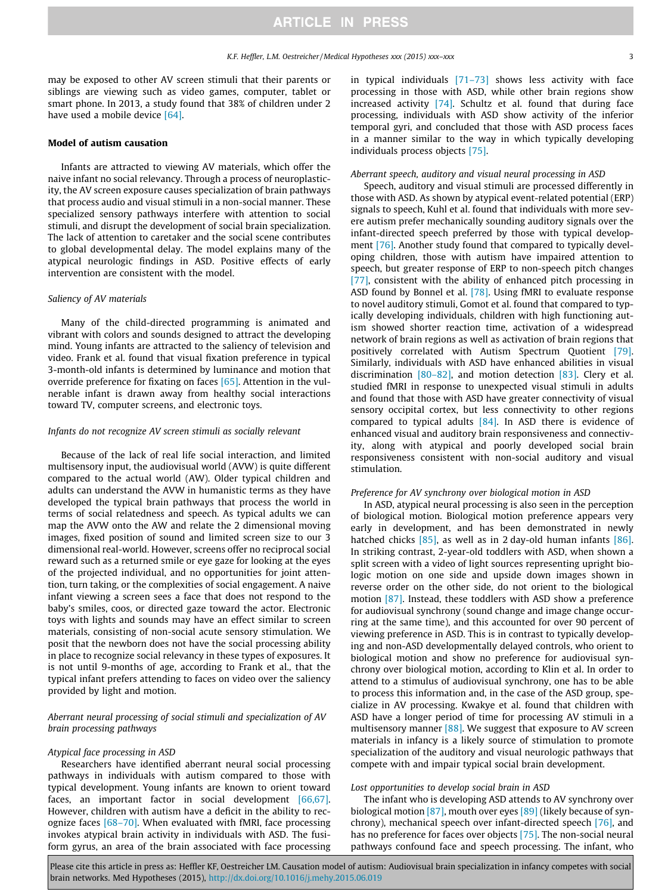may be exposed to other AV screen stimuli that their parents or siblings are viewing such as video games, computer, tablet or smart phone. In 2013, a study found that 38% of children under 2 have used a mobile device [64].

## Model of autism causation

Infants are attracted to viewing AV materials, which offer the naive infant no social relevancy. Through a process of neuroplasticity, the AV screen exposure causes specialization of brain pathways that process audio and visual stimuli in a non-social manner. These specialized sensory pathways interfere with attention to social stimuli, and disrupt the development of social brain specialization. The lack of attention to caretaker and the social scene contributes to global developmental delay. The model explains many of the atypical neurologic findings in ASD. Positive effects of early intervention are consistent with the model.

### *Saliency of AV materials*

Many of the child-directed programming is animated and vibrant with colors and sounds designed to attract the developing mind. Young infants are attracted to the saliency of television and video. Frank et al. found that visual fixation preference in typical 3-month-old infants is determined by luminance and motion that override preference for fixating on faces [65]. Attention in the vulnerable infant is drawn away from healthy social interactions toward TV, computer screens, and electronic toys.

### *Infants do not recognize AV screen stimuli as socially relevant*

Because of the lack of real life social interaction, and limited multisensory input, the audiovisual world (AVW) is quite different compared to the actual world (AW). Older typical children and adults can understand the AVW in humanistic terms as they have developed the typical brain pathways that process the world in terms of social relatedness and speech. As typical adults we can map the AVW onto the AW and relate the 2 dimensional moving images, fixed position of sound and limited screen size to our 3 dimensional real-world. However, screens offer no reciprocal social reward such as a returned smile or eye gaze for looking at the eyes of the projected individual, and no opportunities for joint attention, turn taking, or the complexities of social engagement. A naive infant viewing a screen sees a face that does not respond to the baby's smiles, coos, or directed gaze toward the actor. Electronic toys with lights and sounds may have an effect similar to screen materials, consisting of non-social acute sensory stimulation. We posit that the newborn does not have the social processing ability in place to recognize social relevancy in these types of exposures. It is not until 9-months of age, according to Frank et al., that the typical infant prefers attending to faces on video over the saliency provided by light and motion.

### *Aberrant neural processing of social stimuli and specialization of AV brain processing pathways*

#### *Atypical face processing in ASD*

Researchers have identified aberrant neural social processing pathways in individuals with autism compared to those with typical development. Young infants are known to orient toward faces, an important factor in social development [66,67]. However, children with autism have a deficit in the ability to recognize faces [68–70]. When evaluated with fMRI, face processing invokes atypical brain activity in individuals with ASD. The fusiform gyrus, an area of the brain associated with face processing in typical individuals [71–73] shows less activity with face processing in those with ASD, while other brain regions show increased activity [74]. Schultz et al. found that during face processing, individuals with ASD show activity of the inferior temporal gyri, and concluded that those with ASD process faces in a manner similar to the way in which typically developing individuals process objects [75].

#### *Aberrant speech, auditory and visual neural processing in ASD*

Speech, auditory and visual stimuli are processed differently in those with ASD. As shown by atypical event-related potential (ERP) signals to speech, Kuhl et al. found that individuals with more severe autism prefer mechanically sounding auditory signals over the infant-directed speech preferred by those with typical development [76]. Another study found that compared to typically developing children, those with autism have impaired attention to speech, but greater response of ERP to non-speech pitch changes [77], consistent with the ability of enhanced pitch processing in ASD found by Bonnel et al. [78]. Using fMRI to evaluate response to novel auditory stimuli, Gomot et al. found that compared to typically developing individuals, children with high functioning autism showed shorter reaction time, activation of a widespread network of brain regions as well as activation of brain regions that positively correlated with Autism Spectrum Quotient [79]. Similarly, individuals with ASD have enhanced abilities in visual discrimination [80–82], and motion detection [83]. Clery et al. studied fMRI in response to unexpected visual stimuli in adults and found that those with ASD have greater connectivity of visual sensory occipital cortex, but less connectivity to other regions compared to typical adults [84]. In ASD there is evidence of enhanced visual and auditory brain responsiveness and connectivity, along with atypical and poorly developed social brain responsiveness consistent with non-social auditory and visual stimulation.

#### *Preference for AV synchrony over biological motion in ASD*

In ASD, atypical neural processing is also seen in the perception of biological motion. Biological motion preference appears very early in development, and has been demonstrated in newly hatched chicks [85], as well as in 2 day-old human infants [86]. In striking contrast, 2-year-old toddlers with ASD, when shown a split screen with a video of light sources representing upright biologic motion on one side and upside down images shown in reverse order on the other side, do not orient to the biological motion [87]. Instead, these toddlers with ASD show a preference for audiovisual synchrony (sound change and image change occurring at the same time), and this accounted for over 90 percent of viewing preference in ASD. This is in contrast to typically developing and non-ASD developmentally delayed controls, who orient to biological motion and show no preference for audiovisual synchrony over biological motion, according to Klin et al. In order to attend to a stimulus of audiovisual synchrony, one has to be able to process this information and, in the case of the ASD group, specialize in AV processing. Kwakye et al. found that children with ASD have a longer period of time for processing AV stimuli in a multisensory manner [88]. We suggest that exposure to AV screen materials in infancy is a likely source of stimulation to promote specialization of the auditory and visual neurologic pathways that compete with and impair typical social brain development.

#### *Lost opportunities to develop social brain in ASD*

The infant who is developing ASD attends to AV synchrony over biological motion [87], mouth over eyes [89] (likely because of synchrony), mechanical speech over infant-directed speech [76], and has no preference for faces over objects [75]. The non-social neural pathways confound face and speech processing. The infant, who

Please cite this article in press as: Heffler KF, Oestreicher LM. Causation model of autism: Audiovisual brain specialization in infancy competes with social brain networks. Med Hypotheses (2015), http://dx.doi.org/10.1016/j.mehy.2015.06.019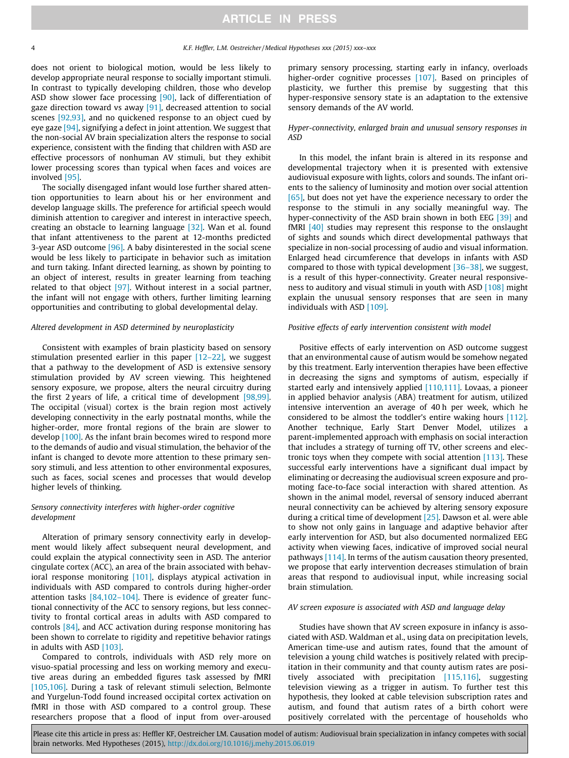does not orient to biological motion, would be less likely to develop appropriate neural response to socially important stimuli. In contrast to typically developing children, those who develop ASD show slower face processing [90], lack of differentiation of gaze direction toward vs away [91], decreased attention to social scenes [92,93], and no quickened response to an object cued by eye gaze [94], signifying a defect in joint attention. We suggest that the non-social AV brain specialization alters the response to social experience, consistent with the finding that children with ASD are effective processors of nonhuman AV stimuli, but they exhibit lower processing scores than typical when faces and voices are involved [95].

The socially disengaged infant would lose further shared attention opportunities to learn about his or her environment and develop language skills. The preference for artificial speech would diminish attention to caregiver and interest in interactive speech, creating an obstacle to learning language [32]. Wan et al. found that infant attentiveness to the parent at 12-months predicted 3-year ASD outcome [96]. A baby disinterested in the social scene would be less likely to participate in behavior such as imitation and turn taking. Infant directed learning, as shown by pointing to an object of interest, results in greater learning from teaching related to that object [97]. Without interest in a social partner, the infant will not engage with others, further limiting learning opportunities and contributing to global developmental delay.

### Altered development in ASD determined by neuroplasticity

Consistent with examples of brain plasticity based on sensory stimulation presented earlier in this paper [12–22], we suggest that a pathway to the development of ASD is extensive sensory stimulation provided by AV screen viewing. This heightened sensory exposure, we propose, alters the neural circuitry during the first 2 years of life, a critical time of development [98,99]. The occipital (visual) cortex is the brain region most actively developing connectivity in the early postnatal months, while the higher-order, more frontal regions of the brain are slower to develop [100]. As the infant brain becomes wired to respond more to the demands of audio and visual stimulation, the behavior of the infant is changed to devote more attention to these primary sensory stimuli, and less attention to other environmental exposures, such as faces, social scenes and processes that would develop higher levels of thinking.

### Sensory connectivity interferes with higher-order cognitive development

Alteration of primary sensory connectivity early in development would likely affect subsequent neural development, and could explain the atypical connectivity seen in ASD. The anterior cingulate cortex (ACC), an area of the brain associated with behavioral response monitoring [101], displays atypical activation in individuals with ASD compared to controls during higher-order attention tasks [84,102–104]. There is evidence of greater functional connectivity of the ACC to sensory regions, but less connectivity to frontal cortical areas in adults with ASD compared to controls [84], and ACC activation during response monitoring has been shown to correlate to rigidity and repetitive behavior ratings in adults with ASD [103].

Compared to controls, individuals with ASD rely more on visuo-spatial processing and less on working memory and executive areas during an embedded figures task assessed by fMRI [105,106]. During a task of relevant stimuli selection, Belmonte and Yurgelun-Todd found increased occipital cortex activation on fMRI in those with ASD compared to a control group. These researchers propose that a flood of input from over-aroused primary sensory processing, starting early in infancy, overloads higher-order cognitive processes [107]. Based on principles of plasticity, we further this premise by suggesting that this hyper-responsive sensory state is an adaptation to the extensive sensory demands of the AV world.

### Hyper-connectivity, enlarged brain and unusual sensory responses in ASD

In this model, the infant brain is altered in its response and developmental trajectory when it is presented with extensive audiovisual exposure with lights, colors and sounds. The infant orients to the saliency of luminosity and motion over social attention [65], but does not yet have the experience necessary to order the response to the stimuli in any socially meaningful way. The hyper-connectivity of the ASD brain shown in both EEG [39] and fMRI [40] studies may represent this response to the onslaught of sights and sounds which direct developmental pathways that specialize in non-social processing of audio and visual information. Enlarged head circumference that develops in infants with ASD compared to those with typical development [36–38], we suggest, is a result of this hyper-connectivity. Greater neural responsiveness to auditory and visual stimuli in youth with ASD [108] might explain the unusual sensory responses that are seen in many individuals with ASD [109].

### Positive effects of early intervention consistent with model

Positive effects of early intervention on ASD outcome suggest that an environmental cause of autism would be somehow negated by this treatment. Early intervention therapies have been effective in decreasing the signs and symptoms of autism, especially if started early and intensively applied [110,111]. Lovaas, a pioneer in applied behavior analysis (ABA) treatment for autism, utilized intensive intervention an average of 40 h per week, which he considered to be almost the toddler's entire waking hours [112]. Another technique, Early Start Denver Model, utilizes a parent-implemented approach with emphasis on social interaction that includes a strategy of turning off TV, other screens and electronic toys when they compete with social attention [113]. These successful early interventions have a significant dual impact by eliminating or decreasing the audiovisual screen exposure and promoting face-to-face social interaction with shared attention. As shown in the animal model, reversal of sensory induced aberrant neural connectivity can be achieved by altering sensory exposure during a critical time of development [25]. Dawson et al. were able to show not only gains in language and adaptive behavior after early intervention for ASD, but also documented normalized EEG activity when viewing faces, indicative of improved social neural pathways [114]. In terms of the autism causation theory presented, we propose that early intervention decreases stimulation of brain areas that respond to audiovisual input, while increasing social brain stimulation.

### AV screen exposure is associated with ASD and language delay

Studies have shown that AV screen exposure in infancy is associated with ASD. Waldman et al., using data on precipitation levels, American time-use and autism rates, found that the amount of television a young child watches is positively related with precipitation in their community and that county autism rates are positively associated with precipitation [115,116], suggesting television viewing as a trigger in autism. To further test this hypothesis, they looked at cable television subscription rates and autism, and found that autism rates of a birth cohort were positively correlated with the percentage of households who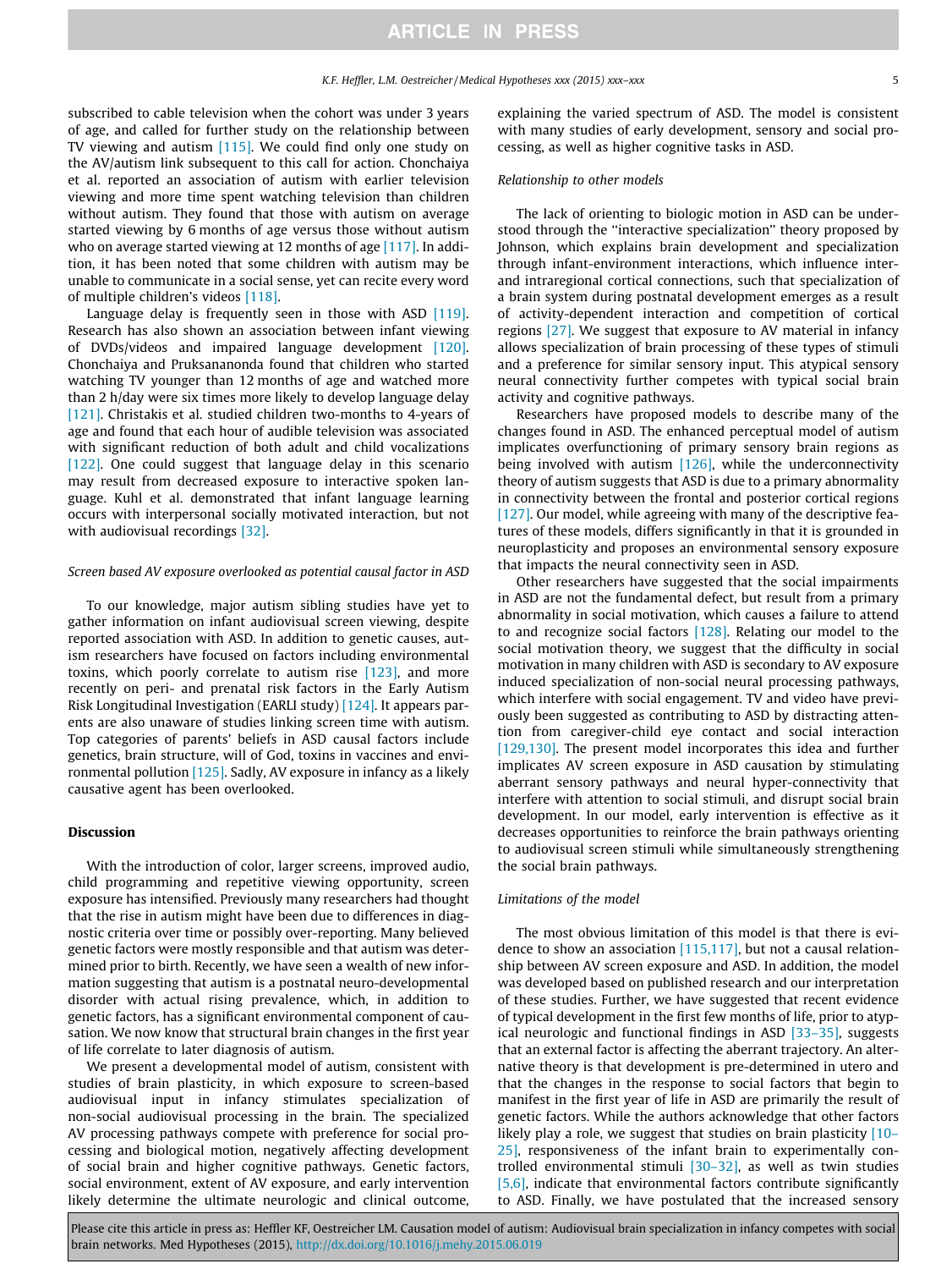subscribed to cable television when the cohort was under 3 years of age, and called for further study on the relationship between TV viewing and autism [115]. We could find only one study on the AV/autism link subsequent to this call for action. Chonchaiya et al. reported an association of autism with earlier television viewing and more time spent watching television than children without autism. They found that those with autism on average started viewing by 6 months of age versus those without autism who on average started viewing at 12 months of age [117]. In addition, it has been noted that some children with autism may be unable to communicate in a social sense, yet can recite every word of multiple children's videos [118].

Language delay is frequently seen in those with ASD [119]. Research has also shown an association between infant viewing of DVDs/videos and impaired language development [120]. Chonchaiya and Pruksananonda found that children who started watching TV younger than 12 months of age and watched more than 2 h/day were six times more likely to develop language delay [121]. Christakis et al. studied children two-months to 4-years of age and found that each hour of audible television was associated with significant reduction of both adult and child vocalizations [122]. One could suggest that language delay in this scenario may result from decreased exposure to interactive spoken language. Kuhl et al. demonstrated that infant language learning occurs with interpersonal socially motivated interaction, but not with audiovisual recordings [32].

### *Screen based AV exposure overlooked as potential causal factor in ASD*

To our knowledge, major autism sibling studies have yet to gather information on infant audiovisual screen viewing, despite reported association with ASD. In addition to genetic causes, autism researchers have focused on factors including environmental toxins, which poorly correlate to autism rise [123], and more recently on peri- and prenatal risk factors in the Early Autism Risk Longitudinal Investigation (EARLI study) [124]. It appears parents are also unaware of studies linking screen time with autism. Top categories of parents' beliefs in ASD causal factors include genetics, brain structure, will of God, toxins in vaccines and environmental pollution [125]. Sadly, AV exposure in infancy as a likely causative agent has been overlooked.

## Discussion

With the introduction of color, larger screens, improved audio, child programming and repetitive viewing opportunity, screen exposure has intensified. Previously many researchers had thought that the rise in autism might have been due to differences in diagnostic criteria over time or possibly over-reporting. Many believed genetic factors were mostly responsible and that autism was determined prior to birth. Recently, we have seen a wealth of new information suggesting that autism is a postnatal neuro-developmental disorder with actual rising prevalence, which, in addition to genetic factors, has a significant environmental component of causation. We now know that structural brain changes in the first year of life correlate to later diagnosis of autism.

We present a developmental model of autism, consistent with studies of brain plasticity, in which exposure to screen-based audiovisual input in infancy stimulates specialization of non-social audiovisual processing in the brain. The specialized AV processing pathways compete with preference for social processing and biological motion, negatively affecting development of social brain and higher cognitive pathways. Genetic factors, social environment, extent of AV exposure, and early intervention likely determine the ultimate neurologic and clinical outcome, explaining the varied spectrum of ASD. The model is consistent with many studies of early development, sensory and social processing, as well as higher cognitive tasks in ASD.

### *Relationship to other models*

The lack of orienting to biologic motion in ASD can be understood through the "interactive specialization" theory proposed by Johnson, which explains brain development and specialization through infant-environment interactions, which influence inter- and intraregional cortical connections, such that specialization of a brain system during postnatal development emerges as a result of activity-dependent interaction and competition of cortical regions [27]. We suggest that exposure to AV material in infancy allows specialization of brain processing of these types of stimuli and a preference for similar sensory input. This atypical sensory neural connectivity further competes with typical social brain activity and cognitive pathways.

Researchers have proposed models to describe many of the changes found in ASD. The enhanced perceptual model of autism implicates overfunctioning of primary sensory brain regions as being involved with autism [126], while the underconnectivity theory of autism suggests that ASD is due to a primary abnormality in connectivity between the frontal and posterior cortical regions [127]. Our model, while agreeing with many of the descriptive features of these models, differs significantly in that it is grounded in neuroplasticity and proposes an environmental sensory exposure that impacts the neural connectivity seen in ASD.

Other researchers have suggested that the social impairments in ASD are not the fundamental defect, but result from a primary abnormality in social motivation, which causes a failure to attend to and recognize social factors [128]. Relating our model to the social motivation theory, we suggest that the difficulty in social motivation in many children with ASD is secondary to AV exposure induced specialization of non-social neural processing pathways, which interfere with social engagement. TV and video have previously been suggested as contributing to ASD by distracting attention from caregiver-child eye contact and social interaction [129,130]. The present model incorporates this idea and further implicates AV screen exposure in ASD causation by stimulating aberrant sensory pathways and neural hyper-connectivity that interfere with attention to social stimuli, and disrupt social brain development. In our model, early intervention is effective as it decreases opportunities to reinforce the brain pathways orienting to audiovisual screen stimuli while simultaneously strengthening the social brain pathways.

### *Limitations of the model*

The most obvious limitation of this model is that there is evidence to show an association [115,117], but not a causal relationship between AV screen exposure and ASD. In addition, the model was developed based on published research and our interpretation of these studies. Further, we have suggested that recent evidence of typical development in the first few months of life, prior to atypical neurologic and functional findings in ASD [33–35], suggests that an external factor is affecting the aberrant trajectory. An alternative theory is that development is pre-determined in utero and that the changes in the response to social factors that begin to manifest in the first year of life in ASD are primarily the result of genetic factors. While the authors acknowledge that other factors likely play a role, we suggest that studies on brain plasticity [10–25], responsiveness of the infant brain to experimentally controlled environmental stimuli [30–32], as well as twin studies [5,6], indicate that environmental factors contribute significantly to ASD. Finally, we have postulated that the increased sensory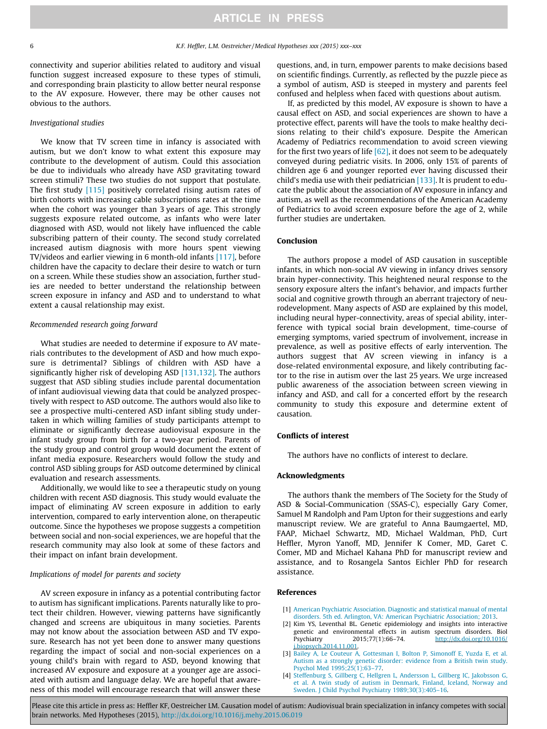connectivity and superior abilities related to auditory and visual function suggest increased exposure to these types of stimuli, and corresponding brain plasticity to allow better neural response to the AV exposure. However, there may be other causes not obvious to the authors.

*Investigational studies*

We know that TV screen time in infancy is associated with autism, but we don't know to what extent this exposure may contribute to the development of autism. Could this association be due to individuals who already have ASD gravitating toward screen stimuli? These two studies do not support that postulate. The first study [115] positively correlated rising autism rates of birth cohorts with increasing cable subscriptions rates at the time when the cohort was younger than 3 years of age. This strongly suggests exposure related outcome, as infants who were later diagnosed with ASD, would not likely have influenced the cable subscribing pattern of their county. The second study correlated increased autism diagnosis with more hours spent viewing TV/videos and earlier viewing in 6 month-old infants [117], before children have the capacity to declare their desire to watch or turn on a screen. While these studies show an association, further studies are needed to better understand the relationship between screen exposure in infancy and ASD and to understand to what extent a causal relationship may exist.

*Recommended research going forward*

What studies are needed to determine if exposure to AV materials contributes to the development of ASD and how much exposure is detrimental? Siblings of children with ASD have a significantly higher risk of developing ASD [131,132]. The authors suggest that ASD sibling studies include parental documentation of infant audiovisual viewing data that could be analyzed prospectively with respect to ASD outcome. The authors would also like to see a prospective multi-centered ASD infant sibling study undertaken in which willing families of study participants attempt to eliminate or significantly decrease audiovisual exposure in the infant study group from birth for a two-year period. Parents of the study group and control group would document the extent of infant media exposure. Researchers would follow the study and control ASD sibling groups for ASD outcome determined by clinical evaluation and research assessments.

Additionally, we would like to see a therapeutic study on young children with recent ASD diagnosis. This study would evaluate the impact of eliminating AV screen exposure in addition to early intervention, compared to early intervention alone, on therapeutic outcome. Since the hypotheses we propose suggests a competition between social and non-social experiences, we are hopeful that the research community may also look at some of these factors and their impact on infant brain development.

*Implications of model for parents and society*

AV screen exposure in infancy as a potential contributing factor to autism has significant implications. Parents naturally like to protect their children. However, viewing patterns have significantly changed and screens are ubiquitous in many societies. Parents may not know about the association between ASD and TV exposure. Research has not yet been done to answer many questions regarding the impact of social and non-social experiences on a young child's brain with regard to ASD, beyond knowing that increased AV exposure and exposure at a younger age are associated with autism and language delay. We are hopeful that awareness of this model will encourage research that will answer these questions, and, in turn, empower parents to make decisions based on scientific findings. Currently, as reflected by the puzzle piece as a symbol of autism, ASD is steeped in mystery and parents feel confused and helpless when faced with questions about autism.

If, as predicted by this model, AV exposure is shown to have a causal effect on ASD, and social experiences are shown to have a protective effect, parents will have the tools to make healthy decisions relating to their child's exposure. Despite the American Academy of Pediatrics recommendation to avoid screen viewing for the first two years of life [62], it does not seem to be adequately conveyed during pediatric visits. In 2006, only 15% of parents of children age 6 and younger reported ever having discussed their child's media use with their pediatrician [133]. It is prudent to educate the public about the association of AV exposure in infancy and autism, as well as the recommendations of the American Academy of Pediatrics to avoid screen exposure before the age of 2, while further studies are undertaken.

## Conclusion

The authors propose a model of ASD causation in susceptible infants, in which non-social AV viewing in infancy drives sensory brain hyper-connectivity. This heightened neural response to the sensory exposure alters the infant's behavior, and impacts further social and cognitive growth through an aberrant trajectory of neurodevelopment. Many aspects of ASD are explained by this model, including neural hyper-connectivity, areas of special ability, interference with typical social brain development, time-course of emerging symptoms, varied spectrum of involvement, increase in prevalence, as well as positive effects of early intervention. The authors suggest that AV screen viewing in infancy is a dose-related environmental exposure, and likely contributing factor to the rise in autism over the last 25 years. We urge increased public awareness of the association between screen viewing in infancy and ASD, and call for a concerted effort by the research community to study this exposure and determine extent of causation.

## Conflicts of interest

The authors have no conflicts of interest to declare.

## Acknowledgments

The authors thank the members of The Society for the Study of ASD & Social-Communication (SSAS-C), especially Gary Comer, Samuel M Randolph and Pam Upton for their suggestions and early manuscript review. We are grateful to Anna Baumgaertel, MD, FAAP, Michael Schwartz, MD, Michael Waldman, PhD, Curt Heffler, Myron Yanoff, MD, Jennifer K Comer, MD, Garet C. Comer, MD and Michael Kahana PhD for manuscript review and assistance, and to Rosangela Santos Eichler PhD for research assistance.

## References

[1] American Psychiatric Association. Diagnostic and statistical manual of mental disorders. 5th ed. Arlington, VA: American Psychiatric Association; 2013.

[2] Kim YS, Leventhal BL. Genetic epidemiology and insights into interactive genetic and environmental effects in autism spectrum disorders. Biol Psychiatry 2015;77(1):66–74. http://dx.doi.org/10.1016/j.biopsych.2014.11.001.

[3] Bailey A, Le Couteur A, Gottesman I, Bolton P, Simonoff E, Yuzda E, et al. Autism as a strongly genetic disorder: evidence from a British twin study. Psychol Med 1995;25(1):63–77.

[4] Steffenburg S, Gillberg C, Hellgren L, Andersson L, Gillberg IC, Jakobsson G, et al. A twin study of autism in Denmark, Finland, Iceland, Norway and Sweden. J Child Psychol Psychiatry 1989;30(3):405–16.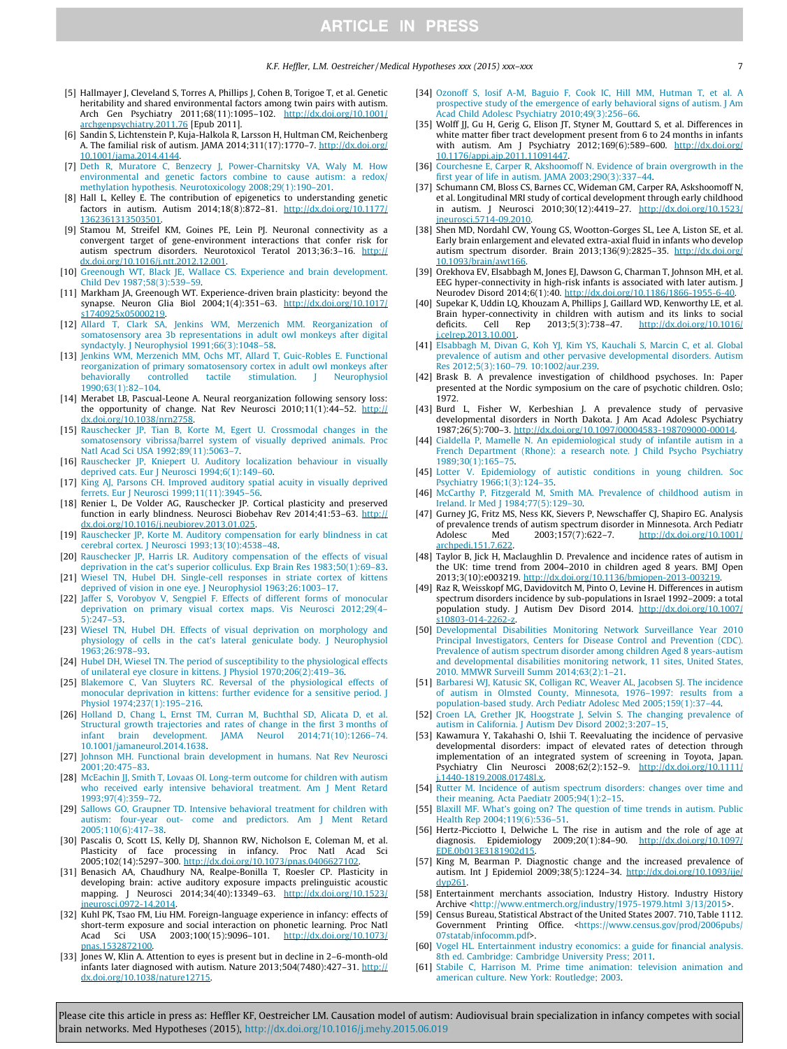[5] Hallmayer J, Cleveland S, Torres A, Phillips J, Cohen B, Torigoe T, et al. Genetic heritability and shared environmental factors among twin pairs with autism. Arch Gen Psychiatry 2011;68(11):1095–102. http://dx.doi.org/10.1001/archgenpsychiatry.2011.76 [Epub 2011].

[6] Sandin S, Lichtenstein P, Kuja-Halkola R, Larsson H, Hultman CM, Reichenberg A. The familial risk of autism. JAMA 2014;311(17):1770–7. http://dx.doi.org/10.1001/jama.2014.4144.

[7] Deth R, Muratore C, Benzecry J, Power-Charnitsky VA, Waly M. How environmental and genetic factors combine to cause autism: a redox/methylation hypothesis. Neurotoxicology 2008;29(1):190–201.

[8] Hall L, Kelley E. The contribution of epigenetics to understanding genetic factors in autism. Autism 2014;18(8):872–81. http://dx.doi.org/10.1177/1362361313503501.

[9] Stamou M, Streifel KM, Goines PE, Lein PJ. Neuronal connectivity as a convergent target of gene-environment interactions that confer risk for autism spectrum disorders. Neurotoxicol Teratol 2013;36:3–16. http://dx.doi.org/10.1016/j.ntt.2012.12.001.

[10] Greenough WT, Black JE, Wallace CS. Experience and brain development. Child Dev 1987;58(3):539–59.

[11] Markham JA, Greenough WT. Experience-driven brain plasticity: beyond the synapse. Neuron Glia Biol 2004;1(4):351–63. http://dx.doi.org/10.1017/s1740925x05000219.

[12] Allard T, Clark SA, Jenkins WM, Merzenich MM. Reorganization of somatosensory area 3b representations in adult owl monkeys after digital syndactyly. J Neurophysiol 1991;66(3):1048–58.

[13] Jenkins WM, Merzenich MM, Ochs MT, Allard T, Guic-Robles E. Functional reorganization of primary somatosensory cortex in adult owl monkeys after behaviorally controlled tactile stimulation. J Neurophysiol 1990;63(1):82–104.

[14] Merabet LB, Pascual-Leone A. Neural reorganization following sensory loss: the opportunity of change. Nat Rev Neurosci 2010;11(1):44–52. http://dx.doi.org/10.1038/nrn2758.

[15] Rauschecker JP, Tian B, Korte M, Egert U. Crossmodal changes in the somatosensory vibrissa/barrel system of visually deprived animals. Proc Natl Acad Sci USA 1992;89(11):5063–7.

[16] Rauschecker JP, Kniepert U. Auditory localization behaviour in visually deprived cats. Eur J Neurosci 1994;6(1):149–60.

[17] King AJ, Parsons CH. Improved auditory spatial acuity in visually deprived ferrets. Eur J Neurosci 1999;11(11):3945–56.

[18] Renier L, De Volder AG, Rauschecker JP. Cortical plasticity and preserved function in early blindness. Neurosci Biobehav Rev 2014;41:53–63. http://dx.doi.org/10.1016/j.neubiorev.2013.01.025.

[19] Rauschecker JP, Korte M. Auditory compensation for early blindness in cat cerebral cortex. J Neurosci 1993;13(10):4538–48.

[20] Rauschecker JP, Harris LR. Auditory compensation of the effects of visual deprivation in the cat's superior colliculus. Exp Brain Res 1983;50(1):69–83.

[21] Wiesel TN, Hubel DH. Single-cell responses in striate cortex of kittens deprived of vision in one eye. J Neurophysiol 1963;26:1003–17.

[22] Jaffer S, Vorobyov V, Sengpiel F. Effects of different forms of monocular deprivation on primary visual cortex maps. Vis Neurosci 2012;29(4–5):247–53.

[23] Wiesel TN, Hubel DH. Effects of visual deprivation on morphology and physiology of cells in the cat's lateral geniculate body. J Neurophysiol 1963;26:978–93.

[24] Hubel DH, Wiesel TN. The period of susceptibility to the physiological effects of unilateral eye closure in kittens. J Physiol 1970;206(2):419–36.

[25] Blakemore C, Van Sluyters RC. Reversal of the physiological effects of monocular deprivation in kittens: further evidence for a sensitive period. J Physiol 1974;237(1):195–216.

[26] Holland D, Chang L, Ernst TM, Curran M, Buchthal SD, Alicata D, et al. Structural growth trajectories and rates of change in the first 3 months of infant brain development. JAMA Neurol 2014;71(10):1266–74. 10.1001/jamaneurol.2014.1638.

[27] Johnson MH. Functional brain development in humans. Nat Rev Neurosci 2001;20:475–83.

[28] McEachin JJ, Smith T, Lovaas OI. Long-term outcome for children with autism who received early intensive behavioral treatment. Am J Ment Retard 1993;97(4):359–72.

[29] Sallows GO, Graupner TD. Intensive behavioral treatment for children with autism: four-year out- come and predictors. Am J Ment Retard 2005;110(6):417–38.

[30] Pascalis O, Scott LS, Kelly DJ, Shannon RW, Nicholson E, Coleman M, et al. Plasticity of face processing in infancy. Proc Natl Acad Sci 2005;102(14):5297–300. http://dx.doi.org/10.1073/pnas.0406627102.

[31] Benasich AA, Chaudhury NA, Realpe-Bonilla T, Roesler CP. Plasticity in developing brain: active auditory exposure impacts prelinguistic acoustic mapping. J Neurosci 2014;34(40):13349–63. http://dx.doi.org/10.1523/jneurosci.0972-14.2014.

[32] Kuhl PK, Tsao FM, Liu HM. Foreign-language experience in infancy: effects of short-term exposure and social interaction on phonetic learning. Proc Natl Acad Sci USA 2003;100(15):9096–101. http://dx.doi.org/10.1073/pnas.1532872100.

[33] Jones W, Klin A. Attention to eyes is present but in decline in 2–6-month-old infants later diagnosed with autism. Nature 2013;504(7480):427–31. http://dx.doi.org/10.1038/nature12715.

[34] Ozonoff S, Iosif A-M, Baguio F, Cook IC, Hill MM, Hutman T, et al. A prospective study of the emergence of early behavioral signs of autism. J Am Acad Child Adolesc Psychiatry 2010;49(3):256–66.

[35] Wolff JJ, Gu H, Gerig G, Elison JT, Styner M, Gouttard S, et al. Differences in white matter fiber tract development present from 6 to 24 months in infants with autism. Am J Psychiatry 2012;169(6):589–600. http://dx.doi.org/10.1176/appi.ajp.2011.11091447.

[36] Courchesne E, Carper R, Akshoomoff N. Evidence of brain overgrowth in the first year of life in autism. JAMA 2003;290(3):337–44.

[37] Schumann CM, Bloss CS, Barnes CC, Wideman GM, Carper RA, Akshoomoff N, et al. Longitudinal MRI study of cortical development through early childhood in autism. J Neurosci 2010;30(12):4419–27. http://dx.doi.org/10.1523/jneurosci.5714-09.2010.

[38] Shen MD, Nordahl CW, Young GS, Wootton-Gorges SL, Lee A, Liston SE, et al. Early brain enlargement and elevated extra-axial fluid in infants who develop autism spectrum disorder. Brain 2013;136(9):2825–35. http://dx.doi.org/10.1093/brain/awt166.

[39] Orekhova EV, Elsabbagh M, Jones EJ, Dawson G, Charman T, Johnson MH, et al. EEG hyper-connectivity in high-risk infants is associated with later autism. J Neurodev Disord 2014;6(1):40. http://dx.doi.org/10.1186/1866-1955-6-40.

[40] Supekar K, Uddin LQ, Khouzam A, Phillips J, Gaillard WD, Kenworthy LE, et al. Brain hyper-connectivity in children with autism and its links to social deficits. Cell Rep 2013;5(3):738–47. http://dx.doi.org/10.1016/j.celrep.2013.10.001.

[41] Elsabbagh M, Divan G, Koh YJ, Kim YS, Kauchali S, Marcin C, et al. Global prevalence of autism and other pervasive developmental disorders. Autism Res 2012;5(3):160–79. 10:1002/aur.239.

[42] Brask B. A prevalence investigation of childhood psychoses. In: Paper presented at the Nordic symposium on the care of psychotic children. Oslo; 1972.

[43] Burd L, Fisher W, Kerbeshian J. A prevalence study of pervasive developmental disorders in North Dakota. J Am Acad Child Adolesc Psychiatry 1987;26(5):700–3. http://dx.doi.org/10.1097/00004583-198709000-00014.

[44] Cialdella P, Mamelle N. An epidemiological study of infantile autism in a French Department (Rhone): a research note. J Child Psycho Psychiatry 1989;30(1):165–75.

[45] Lotter V. Epidemiology of autistic conditions in young children. Soc Psychiatry 1966;1(3):124–35.

[46] McCarthy P, Fitzgerald M, Smith MA. Prevalence of childhood autism in Ireland. Ir Med J 1984;77(5):129–30.

[47] Gurney JG, Fritz MS, Ness KK, Sievers P, Newschaffer CJ, Shapiro EG. Analysis of prevalence trends of autism spectrum disorder in Minnesota. Arch Pediatr Adolesc Med 2003;157(7):622–7. http://dx.doi.org/10.1001/archpedi.151.7.622.

[48] Taylor B, Jick H, Maclaughlin D. Prevalence and incidence rates of autism in the UK: time trend from 2004–2010 in children aged 8 years. BMJ Open 2013;3(10):e003219. http://dx.doi.org/10.1136/bmjopen-2013-003219.

[49] Raz R, Weisskopf MG, Davidovitch M, Pinto O, Levine H. Differences in autism spectrum disorders incidence by sub-populations in Israel 1992–2009: a total population study. J Autism Dev Disord 2014. http://dx.doi.org/10.1007/s10803-014-2262-z.

[50] Developmental Disabilities Monitoring Network Surveillance Year 2010 Principal Investigators, Centers for Disease Control and Prevention (CDC). Prevalence of autism spectrum disorder among children Aged 8 years-autism and developmental disabilities monitoring network, 11 sites, United States, 2010. MMWR Surveill Summ 2014;63(2):1–21.

[51] Barbaresi WJ, Katusic SK, Colligan RC, Weaver AL, Jacobsen SJ. The incidence of autism in Olmsted County, Minnesota, 1976–1997: results from a population-based study. Arch Pediatr Adolesc Med 2005;159(1):37–44.

[52] Croen LA, Grether JK, Hoogstrate J, Selvin S. The changing prevalence of autism in California. J Autism Dev Disord 2002;3:207–15.

[53] Kawamura Y, Takahashi O, Ishii T. Reevaluating the incidence of pervasive developmental disorders: impact of elevated rates of detection through implementation of an integrated system of screening in Toyota, Japan. Psychiatry Clin Neurosci 2008;62(2):152–9. http://dx.doi.org/10.1111/j.1440-1819.2008.01748.x.

[54] Rutter M. Incidence of autism spectrum disorders: changes over time and their meaning. Acta Paediatr 2005;94(1):2–15.

[55] Blaxill MF. What's going on? The question of time trends in autism. Public Health Rep 2004;119(6):536–51.

[56] Hertz-Picciotto I, Delwiche L. The rise in autism and the role of age at diagnosis. Epidemiology 2009;20(1):84–90. http://dx.doi.org/10.1097/EDE.0b013E3181902d15.

[57] King M, Bearman P. Diagnostic change and the increased prevalence of autism. Int J Epidemiol 2009;38(5):1224–34. http://dx.doi.org/10.1093/ije/dyp261.

[58] Entertainment merchants association, Industry History. Industry History Archive <http://www.entmerch.org/industry/1975-1979.html 3/13/2015>.

[59] Census Bureau, Statistical Abstract of the United States 2007. 710, Table 1112. Government Printing Office. <https://www.census.gov/prod/2006pubs/07statab/infocomm.pdf>.

[60] Vogel HL. Entertainment industry economics: a guide for financial analysis. 8th ed. Cambridge: Cambridge University Press; 2011.

[61] Stabile C, Harrison M. Prime time animation: television animation and american culture. New York: Routledge; 2003.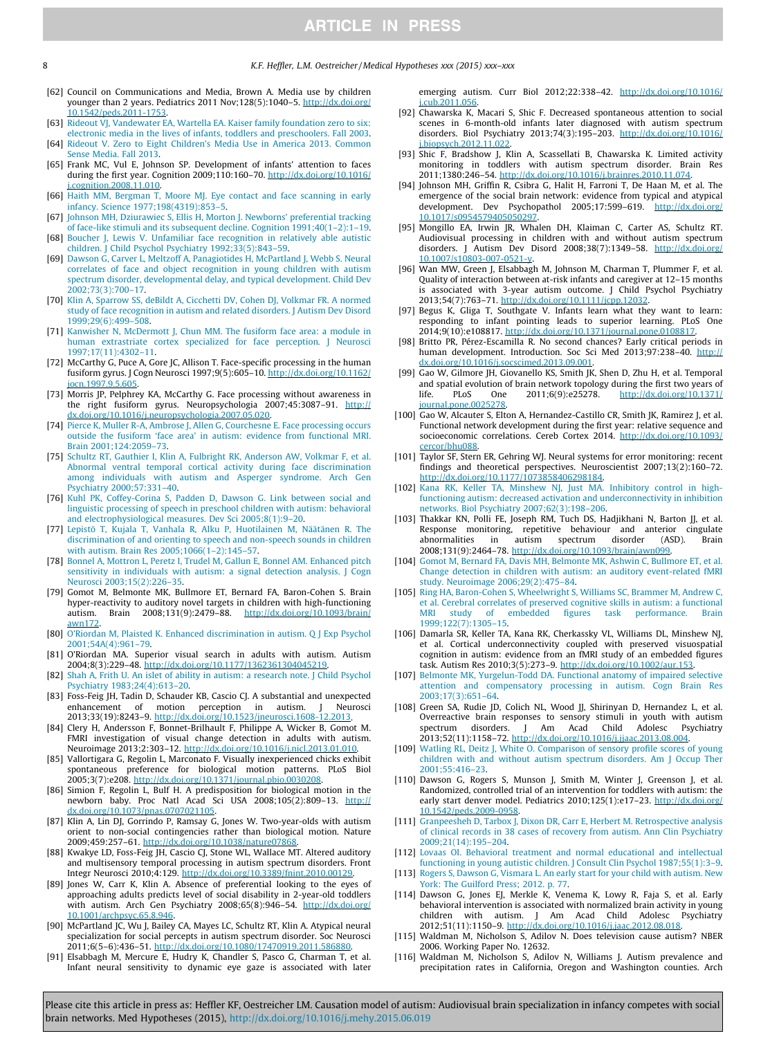[62] Council on Communications and Media, Brown A. Media use by children younger than 2 years. Pediatrics 2011 Nov;128(5):1040–5. http://dx.doi.org/10.1542/peds.2011-1753.

[63] Rideout VJ, Vandewater EA, Wartella EA. Kaiser family foundation zero to six: electronic media in the lives of infants, toddlers and preschoolers. Fall 2003.

[64] Rideout V. Zero to Eight Children's Media Use in America 2013. Common Sense Media. Fall 2013.

[65] Frank MC, Vul E, Johnson SP. Development of infants' attention to faces during the first year. Cognition 2009;110:160–70. http://dx.doi.org/10.1016/j.cognition.2008.11.010.

[66] Haith MM, Bergman T, Moore MJ. Eye contact and face scanning in early infancy. Science 1977;198(4319):853–5.

[67] Johnson MH, Dziurawiec S, Ellis H, Morton J. Newborns' preferential tracking of face-like stimuli and its subsequent decline. Cognition 1991;40(1–2):1–19.

[68] Boucher J, Lewis V. Unfamiliar face recognition in relatively able autistic children. J Child Psychol Psychiatry 1992;33(5):843–59.

[69] Dawson G, Carver L, Meltzoff A, Panagiotides H, McPartland J, Webb S. Neural correlates of face and object recognition in young children with autism spectrum disorder, developmental delay, and typical development. Child Dev 2002;73(3):700–17.

[70] Klin A, Sparrow SS, deBildt A, Cicchetti DV, Cohen DJ, Volkmar FR. A normed study of face recognition in autism and related disorders. J Autism Dev Disord 1999;29(6):499–508.

[71] Kanwisher N, McDermott J, Chun MM. The fusiform face area: a module in human extrastriate cortex specialized for face perception. J Neurosci 1997;17(11):4302–11.

[72] McCarthy G, Puce A, Gore JC, Allison T. Face-specific processing in the human fusiform gyrus. J Cogn Neurosci 1997;9(5):605–10. http://dx.doi.org/10.1162/jocn.1997.9.5.605.

[73] Morris JP, Pelphrey KA, McCarthy G. Face processing without awareness in the right fusiform gyrus. Neuropsychologia 2007;45:3087–91. http://dx.doi.org/10.1016/j.neuropsychologia.2007.05.020.

[74] Pierce K, Muller R-A, Ambrose J, Allen G, Courchesne E. Face processing occurs outside the fusiform 'face area' in autism: evidence from functional MRI. Brain 2001;124:2059–73.

[75] Schultz RT, Gauthier I, Klin A, Fulbright RK, Anderson AW, Volkmar F, et al. Abnormal ventral temporal cortical activity during face discrimination among individuals with autism and Asperger syndrome. Arch Gen Psychiatry 2000;57:331–40.

[76] Kuhl PK, Coffey-Corina S, Padden D, Dawson G. Link between social and linguistic processing of speech in preschool children with autism: behavioral and electrophysiological measures. Dev Sci 2005;8(1):9–20.

[77] Lepistö T, Kujala T, Vanhala R, Alku P, Huotilainen M, Näätänen R. The discrimination of and orienting to speech and non-speech sounds in children with autism. Brain Res 2005;1066(1–2):145–57.

[78] Bonnel A, Mottron L, Peretz I, Trudel M, Gallun E, Bonnel AM. Enhanced pitch sensitivity in individuals with autism: a signal detection analysis. J Cogn Neurosci 2003;15(2):226–35.

[79] Gomot M, Belmonte MK, Bullmore ET, Bernard FA, Baron-Cohen S. Brain hyper-reactivity to auditory novel targets in children with high-functioning autism. Brain 2008;131(9):2479–88. http://dx.doi.org/10.1093/brain/awn172.

[80] O'Riordan M, Plaisted K. Enhanced discrimination in autism. Q J Exp Psychol 2001;54A(4):961–79.

[81] O'Riordan MA. Superior visual search in adults with autism. Autism 2004;8(3):229–48. http://dx.doi.org/10.1177/1362361304045219.

[82] Shah A, Frith U. An islet of ability in autism: a research note. J Child Psychol Psychiatry 1983;24(4):613–20.

[83] Foss-Feig JH, Tadin D, Schauder KB, Cascio CJ. A substantial and unexpected enhancement of motion perception in autism. J Neurosci 2013;33(19):8243–9. http://dx.doi.org/10.1523/jneurosci.1608-12.2013.

[84] Clery H, Andersson F, Bonnet-Brilhault F, Philippe A, Wicker B, Gomot M. FMRI investigation of visual change detection in adults with autism. Neuroimage 2013;2:303–12. http://dx.doi.org/10.1016/j.nicl.2013.01.010.

[85] Vallortigara G, Regolin L, Marconato F. Visually inexperienced chicks exhibit spontaneous preference for biological motion patterns. PLoS Biol 2005;3(7):e208. http://dx.doi.org/10.1371/journal.pbio.0030208.

[86] Simion F, Regolin L, Bulf H. A predisposition for biological motion in the newborn baby. Proc Natl Acad Sci USA 2008;105(2):809–13. http://dx.doi.org/10.1073/pnas.0707021105.

[87] Klin A, Lin DJ, Gorrindo P, Ramsay G, Jones W. Two-year-olds with autism orient to non-social contingencies rather than biological motion. Nature 2009;459:257–61. http://dx.doi.org/10.1038/nature07868.

[88] Kwakye LD, Foss-Feig JH, Cascio CJ, Stone WL, Wallace MT. Altered auditory and multisensory temporal processing in autism spectrum disorders. Front Integr Neurosci 2010;4:129. http://dx.doi.org/10.3389/fnint.2010.00129.

[89] Jones W, Carr K, Klin A. Absence of preferential looking to the eyes of approaching adults predicts level of social disability in 2-year-old toddlers with autism. Arch Gen Psychiatry 2008;65(8):946–54. http://dx.doi.org/10.1001/archpsyc.65.8.946.

[90] McPartland JC, Wu J, Bailey CA, Mayes LC, Schultz RT, Klin A. Atypical neural specialization for social percepts in autism spectrum disorder. Soc Neurosci 2011;6(5–6):436–51. http://dx.doi.org/10.1080/17470919.2011.586880.

[91] Elsabbagh M, Mercure E, Hudry K, Chandler S, Pasco G, Charman T, et al. Infant neural sensitivity to dynamic eye gaze is associated with later emerging autism. Curr Biol 2012;22:338–42. http://dx.doi.org/10.1016/j.cub.2011.056.

[92] Chawarska K, Macari S, Shic F. Decreased spontaneous attention to social scenes in 6-month-old infants later diagnosed with autism spectrum disorders. Biol Psychiatry 2013;74(3):195–203. http://dx.doi.org/10.1016/j.biopsych.2012.11.022.

[93] Shic F, Bradshow J, Klin A, Scassellati B, Chawarska K. Limited activity monitoring in toddlers with autism spectrum disorder. Brain Res 2011;1380:246–54. http://dx.doi.org/10.1016/j.brainres.2010.11.074.

[94] Johnson MH, Griffin R, Csibra G, Halit H, Farroni T, De Haan M, et al. The emergence of the social brain network: evidence from typical and atypical development. Dev Psychopathol 2005;17:599–619. http://dx.doi.org/10.1017/s0954579405050297.

[95] Mongillo EA, Irwin JR, Whalen DH, Klaiman C, Carter AS, Schultz RT. Audiovisual processing in children with and without autism spectrum disorders. J Autism Dev Disord 2008;38(7):1349–58. http://dx.doi.org/10.1007/s10803-007-0521-y.

[96] Wan MW, Green J, Elsabbagh M, Johnson M, Charman T, Plummer F, et al. Quality of interaction between at-risk infants and caregiver at 12–15 months is associated with 3-year autism outcome. J Child Psychol Psychiatry 2013;54(7):763–71. http://dx.doi.org/10.1111/jcpp.12032.

[97] Begus K, Gliga T, Southgate V. Infants learn what they want to learn: responding to infant pointing leads to superior learning. PLoS One 2014;9(10):e108817. http://dx.doi.org/10.1371/journal.pone.0108817.

[98] Britto PR, Pérez-Escamilla R. No second chances? Early critical periods in human development. Introduction. Soc Sci Med 2013;97:238–40. http://dx.doi.org/10.1016/j.socscimed.2013.09.001.

[99] Gao W, Gilmore JH, Giovanello KS, Smith JK, Shen D, Zhu H, et al. Temporal and spatial evolution of brain network topology during the first two years of life. PLoS One 2011;6(9):e25278. http://dx.doi.org/10.1371/journal.pone.0025278.

[100] Gao W, Alcauter S, Elton A, Hernandez-Castillo CR, Smith JK, Ramirez J, et al. Functional network development during the first year: relative sequence and socioeconomic correlations. Cereb Cortex 2014. http://dx.doi.org/10.1093/cercor/bhu088.

[101] Taylor SF, Stern ER, Gehring WJ. Neural systems for error monitoring: recent findings and theoretical perspectives. Neuroscientist 2007;13(2):160–72. http://dx.doi.org/10.1177/1073858406298184.

[102] Kana RK, Keller TA, Minshew NJ, Just MA. Inhibitory control in high-functioning autism: decreased activation and underconnectivity in inhibition networks. Biol Psychiatry 2007;62(3):198–206.

[103] Thakkar KN, Polli FE, Joseph RM, Tuch DS, Hadjikhani N, Barton JJ, et al. Response monitoring, repetitive behaviour and anterior cingulate abnormalities in autism spectrum disorder (ASD). Brain 2008;131(9):2464–78. http://dx.doi.org/10.1093/brain/awn099.

[104] Gomot M, Bernard FA, Davis MH, Belmonte MK, Ashwin C, Bullmore ET, et al. Change detection in children with autism: an auditory event-related fMRI study. Neuroimage 2006;29(2):475–84.

[105] Ring HA, Baron-Cohen S, Wheelwright S, Williams SC, Brammer M, Andrew C, et al. Cerebral correlates of preserved cognitive skills in autism: a functional MRI study of embedded figures task performance. Brain 1999;122(7):1305–15.

[106] Damarla SR, Keller TA, Kana RK, Cherkassky VL, Williams DL, Minshew NJ, et al. Cortical underconnectivity coupled with preserved visuospatial cognition in autism: evidence from an fMRI study of an embedded figures task. Autism Res 2010;3(5):273–9. http://dx.doi.org/10.1002/aur.153.

[107] Belmonte MK, Yurgelun-Todd DA. Functional anatomy of impaired selective attention and compensatory processing in autism. Cogn Brain Res 2003;17(3):651–64.

[108] Green SA, Rudie JD, Colich NL, Wood JJ, Shirinyan D, Hernandez L, et al. Overreactive brain responses to sensory stimuli in youth with autism spectrum disorders. J Am Acad Child Adolesc Psychiatry 2013;52(11):1158–72. http://dx.doi.org/10.1016/j.jaac.2013.08.004.

[109] Watling RL, Deitz J, White O. Comparison of sensory profile scores of young children with and without autism spectrum disorders. Am J Occup Ther 2001;55:416–23.

[110] Dawson G, Rogers S, Munson J, Smith M, Winter J, Greenson J, et al. Randomized, controlled trial of an intervention for toddlers with autism: the early start denver model. Pediatrics 2010;125(1):e17–23. http://dx.doi.org/10.1542/peds.2009-0958.

[111] Granpeesheh D, Tarbox J, Dixon DR, Carr E, Herbert M. Retrospective analysis of clinical records in 38 cases of recovery from autism. Ann Clin Psychiatry 2009;21(14):195–204.

[112] Lovaas OI. Behavioral treatment and normal educational and intellectual functioning in young autistic children. J Consult Clin Psychol 1987;55(1):3–9.

[113] Rogers S, Dawson G, Vismara L. An early start for your child with autism. New York: The Guilford Press; 2012. p. 77.

[114] Dawson G, Jones EJ, Merkle K, Venema K, Lowy R, Faja S, et al. Early behavioral intervention is associated with normalized brain activity in young children with autism. J Am Acad Child Adolesc Psychiatry 2012;51(11):1150–9. http://dx.doi.org/10.1016/j.jaac.2012.08.018.

[115] Waldman M, Nicholson S, Adilov N. Does television cause autism? NBER 2006. Working Paper No. 12632.

[116] Waldman M, Nicholson S, Adilov N, Williams J. Autism prevalence and precipitation rates in California, Oregon and Washington counties. Arch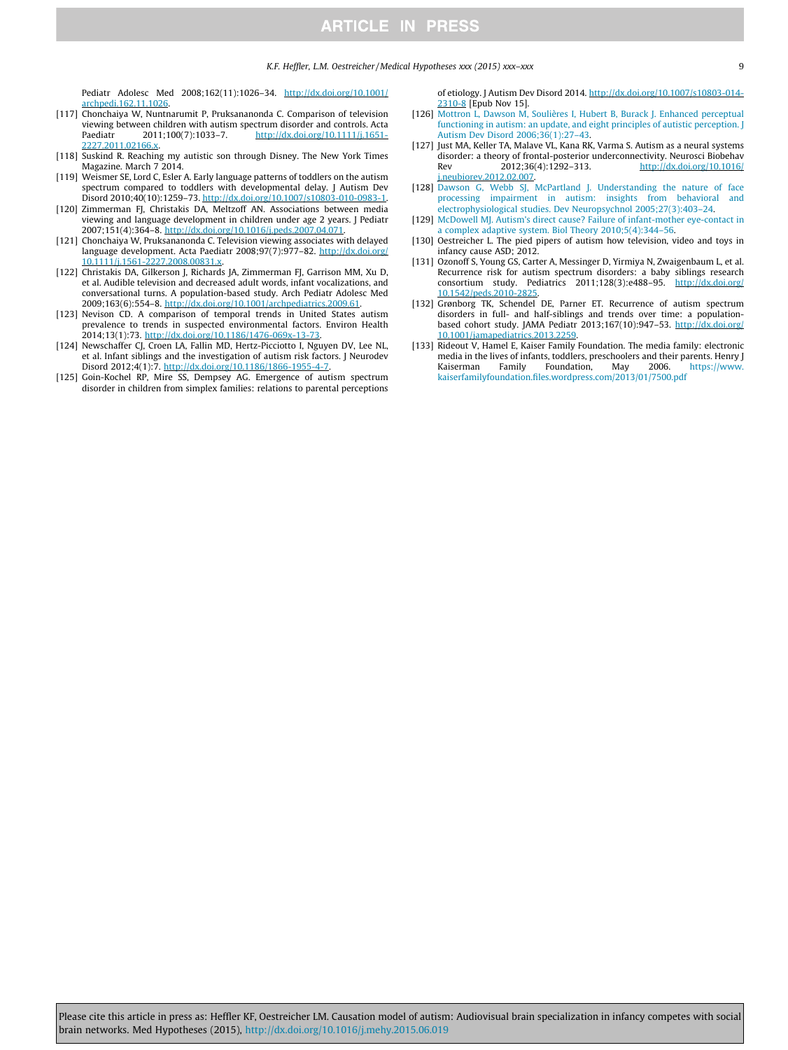Pediatr Adolesc Med 2008;162(11):1026–34. http://dx.doi.org/10.1001/archpedi.162.11.1026.

[117] Chonchaiya W, Nuntnarumit P, Pruksananonda C. Comparison of television viewing between children with autism spectrum disorder and controls. Acta Paediatr 2011;100(7):1033–7. http://dx.doi.org/10.1111/j.1651-2227.2011.02166.x.

[118] Suskind R. Reaching my autistic son through Disney. The New York Times Magazine. March 7 2014.

[119] Weismer SE, Lord C, Esler A. Early language patterns of toddlers on the autism spectrum compared to toddlers with developmental delay. J Autism Dev Disord 2010;40(10):1259–73. http://dx.doi.org/10.1007/s10803-010-0983-1.

[120] Zimmerman FJ, Christakis DA, Meltzoff AN. Associations between media viewing and language development in children under age 2 years. J Pediatr 2007;151(4):364–8. http://dx.doi.org/10.1016/j.jpeds.2007.04.071.

[121] Chonchaiya W, Pruksananonda C. Television viewing associates with delayed language development. Acta Paediatr 2008;97(7):977–82. http://dx.doi.org/10.1111/j.1561-2227.2008.00831.x.

[122] Christakis DA, Gilkerson J, Richards JA, Zimmerman FJ, Garrison MM, Xu D, et al. Audible television and decreased adult words, infant vocalizations, and conversational turns. A population-based study. Arch Pediatr Adolesc Med 2009;163(6):554–8. http://dx.doi.org/10.1001/archpediatrics.2009.61.

[123] Nevison CD. A comparison of temporal trends in United States autism prevalence to trends in suspected environmental factors. Environ Health 2014;13(1):73. http://dx.doi.org/10.1186/1476-069x-13-73.

[124] Newschaffer CJ, Croen LA, Fallin MD, Hertz-Picciotto I, Nguyen DV, Lee NL, et al. Infant siblings and the investigation of autism risk factors. J Neurodev Disord 2012;4(1):7. http://dx.doi.org/10.1186/1866-1955-4-7.

[125] Goin-Kochel RP, Mire SS, Dempsey AG. Emergence of autism spectrum disorder in children from simplex families: relations to parental perceptions of etiology. J Autism Dev Disord 2014. http://dx.doi.org/10.1007/s10803-014-2310-8 [Epub Nov 15].

[126] Mottron L, Dawson M, Soulières I, Hubert B, Burack J. Enhanced perceptual functioning in autism: an update, and eight principles of autistic perception. J Autism Dev Disord 2006;36(1):27–43.

[127] Just MA, Keller TA, Malave VL, Kana RK, Varma S. Autism as a neural systems disorder: a theory of frontal-posterior underconnectivity. Neurosci Biobehav Rev 2012;36(4):1292–313. http://dx.doi.org/10.1016/j.neubiorev.2012.02.007.

[128] Dawson G, Webb SJ, McPartland J. Understanding the nature of face processing impairment in autism: insights from behavioral and electrophysiological studies. Dev Neuropsychol 2005;27(3):403–24.

[129] McDowell MJ. Autism's direct cause? Failure of infant-mother eye-contact in a complex adaptive system. Biol Theory 2010;5(4):344–56.

[130] Oestreicher L. The pied pipers of autism how television, video and toys in infancy cause ASD; 2012.

[131] Ozonoff S, Young GS, Carter A, Messinger D, Yirmiya N, Zwaigenbaum L, et al. Recurrence risk for autism spectrum disorders: a baby siblings research consortium study. Pediatrics 2011;128(3):e488–95. http://dx.doi.org/10.1542/peds.2010-2825.

[132] Grønborg TK, Schendel DE, Parner ET. Recurrence of autism spectrum disorders in full- and half-siblings and trends over time: a population-based cohort study. JAMA Pediatr 2013;167(10):947–53. http://dx.doi.org/10.1001/jamapediatrics.2013.2259.

[133] Rideout V, Hamel E, Kaiser Family Foundation. The media family: electronic media in the lives of infants, toddlers, preschoolers and their parents. Henry J Kaiserman Family Foundation, May 2006. https://www.kaiserfamilyfoundation.files.wordpress.com/2013/01/7500.pdf

Please cite this article in press as: Heffler KF, Oestreicher LM. Causation model of autism: Audiovisual brain specialization in infancy competes with social brain networks. Med Hypotheses (2015), http://dx.doi.org/10.1016/j.mehy.2015.06.019